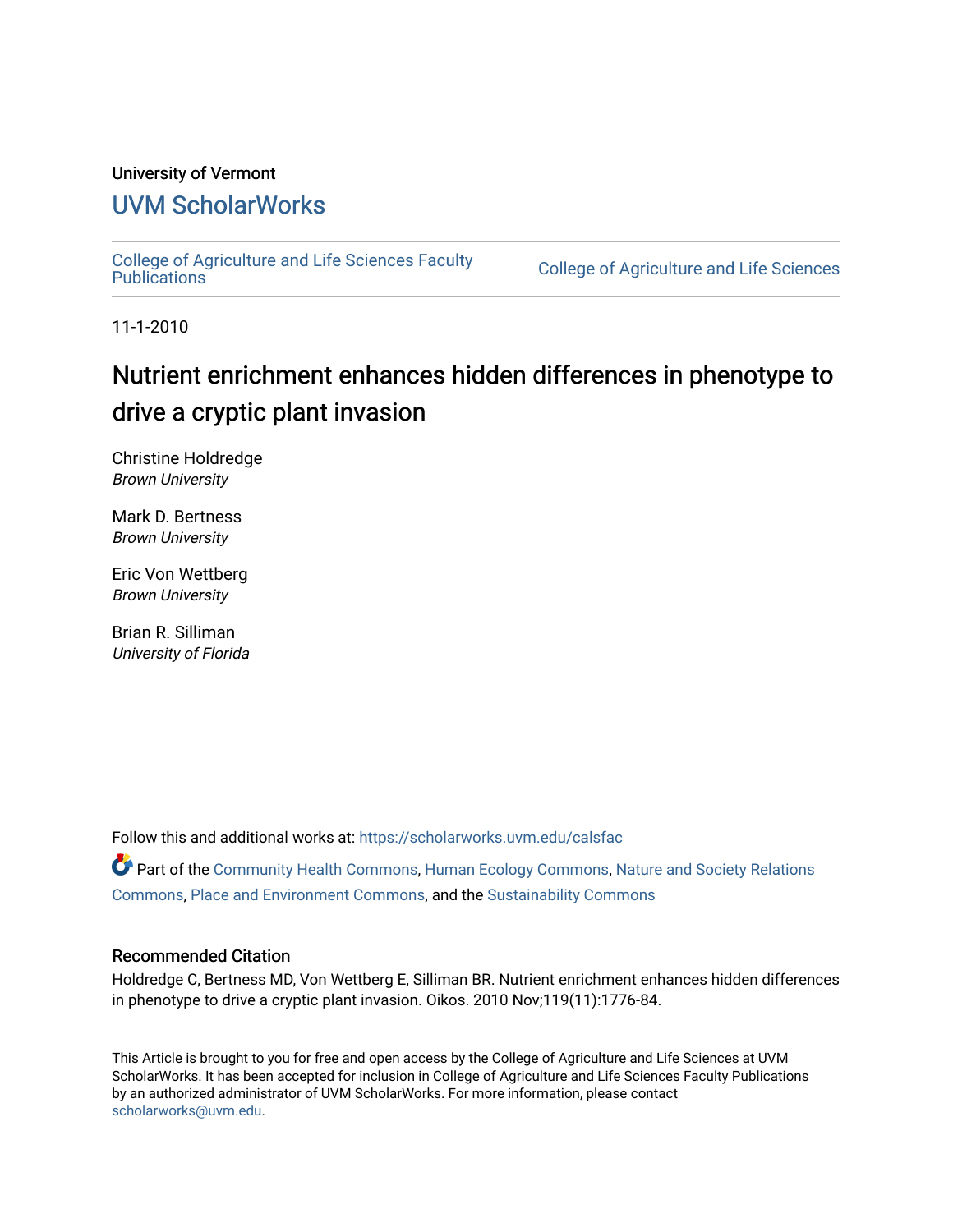University of Vermont

# UVM ScholarWorks

College of Agriculture and Life Sciences Faculty Publications | College of Agriculture and Life Sciences

11-1-2010

## Nutrient enrichment enhances hidden differences in phenotype to drive a cryptic plant invasion

Christine Holdredge
*Brown University*

Mark D. Bertness
*Brown University*

Eric Von Wettberg
*Brown University*

Brian R. Silliman
*University of Florida*

Follow this and additional works at: https://scholarworks.uvm.edu/calsfac

Part of the Community Health Commons, Human Ecology Commons, Nature and Society Relations Commons, Place and Environment Commons, and the Sustainability Commons

### Recommended Citation

Holdredge C, Bertness MD, Von Wettberg E, Silliman BR. Nutrient enrichment enhances hidden differences in phenotype to drive a cryptic plant invasion. Oikos. 2010 Nov;119(11):1776-84.

This Article is brought to you for free and open access by the College of Agriculture and Life Sciences at UVM ScholarWorks. It has been accepted for inclusion in College of Agriculture and Life Sciences Faculty Publications by an authorized administrator of UVM ScholarWorks. For more information, please contact scholarworks@uvm.edu.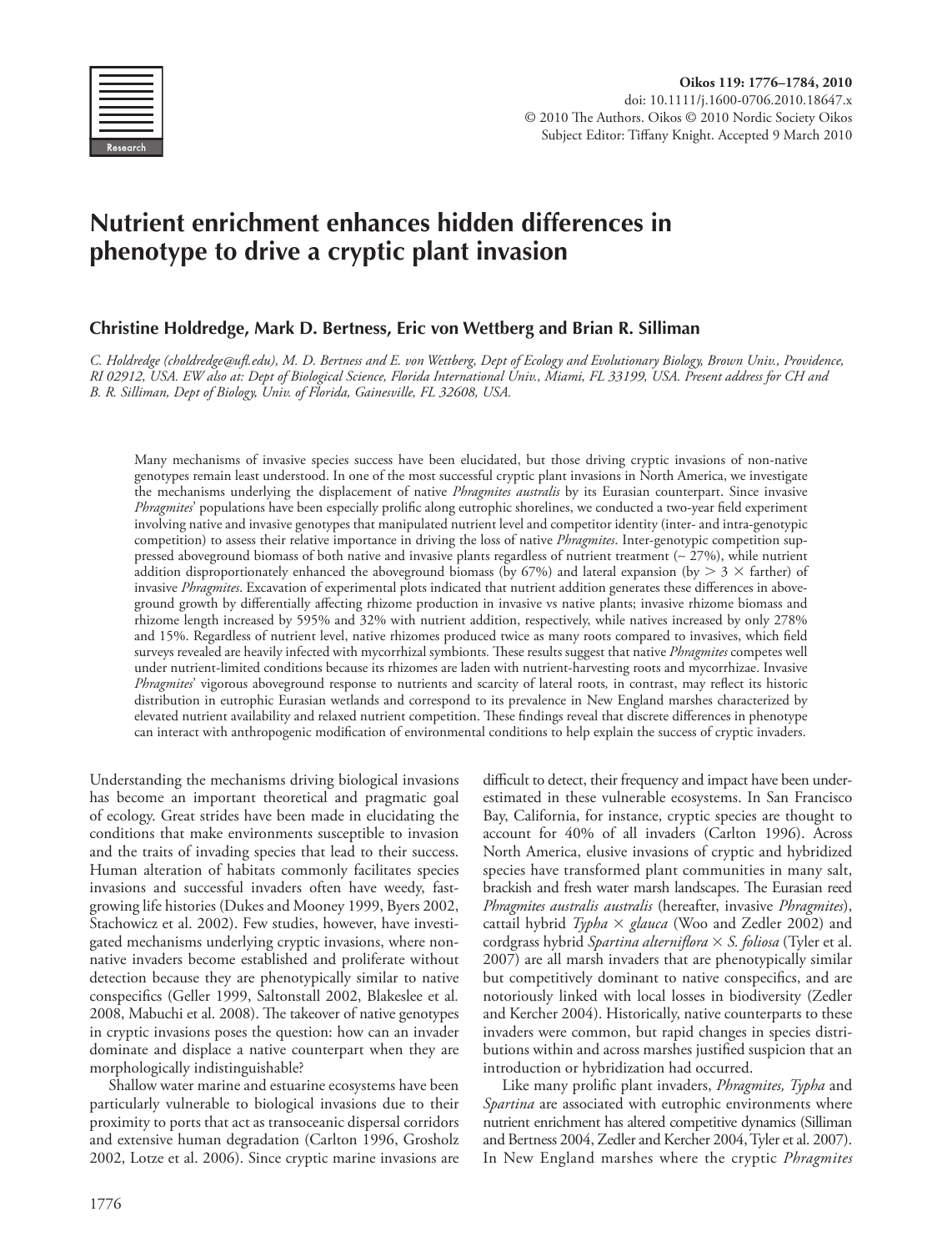# Nutrient enrichment enhances hidden differences in phenotype to drive a cryptic plant invasion

**Christine Holdredge, Mark D. Bertness, Eric von Wettberg and Brian R. Silliman**

*C. Holdredge (choldredge@ufl.edu), M. D. Bertness and E. von Wettberg, Dept of Ecology and Evolutionary Biology, Brown Univ., Providence, RI 02912, USA. EW also at: Dept of Biological Science, Florida International Univ., Miami, FL 33199, USA. Present address for CH and B. R. Silliman, Dept of Biology, Univ. of Florida, Gainesville, FL 32608, USA.*

Many mechanisms of invasive species success have been elucidated, but those driving cryptic invasions of non-native genotypes remain least understood. In one of the most successful cryptic plant invasions in North America, we investigate the mechanisms underlying the displacement of native *Phragmites australis* by its Eurasian counterpart. Since invasive *Phragmites*' populations have been especially prolific along eutrophic shorelines, we conducted a two-year field experiment involving native and invasive genotypes that manipulated nutrient level and competitor identity (inter- and intra-genotypic competition) to assess their relative importance in driving the loss of native *Phragmites*. Inter-genotypic competition suppressed aboveground biomass of both native and invasive plants regardless of nutrient treatment (~ 27%), while nutrient addition disproportionately enhanced the aboveground biomass (by 67%) and lateral expansion (by > 3 × farther) of invasive *Phragmites*. Excavation of experimental plots indicated that nutrient addition generates these differences in aboveground growth by differentially affecting rhizome production in invasive vs native plants; invasive rhizome biomass and rhizome length increased by 595% and 32% with nutrient addition, respectively, while natives increased by only 278% and 15%. Regardless of nutrient level, native rhizomes produced twice as many roots compared to invasives, which field surveys revealed are heavily infected with mycorrhizal symbionts. These results suggest that native *Phragmites* competes well under nutrient-limited conditions because its rhizomes are laden with nutrient-harvesting roots and mycorrhizae. Invasive *Phragmites*' vigorous aboveground response to nutrients and scarcity of lateral roots, in contrast, may reflect its historic distribution in eutrophic Eurasian wetlands and correspond to its prevalence in New England marshes characterized by elevated nutrient availability and relaxed nutrient competition. These findings reveal that discrete differences in phenotype can interact with anthropogenic modification of environmental conditions to help explain the success of cryptic invaders.

Understanding the mechanisms driving biological invasions has become an important theoretical and pragmatic goal of ecology. Great strides have been made in elucidating the conditions that make environments susceptible to invasion and the traits of invading species that lead to their success. Human alteration of habitats commonly facilitates species invasions and successful invaders often have weedy, fast-growing life histories (Dukes and Mooney 1999, Byers 2002, Stachowicz et al. 2002). Few studies, however, have investigated mechanisms underlying cryptic invasions, where non-native invaders become established and proliferate without detection because they are phenotypically similar to native conspecifics (Geller 1999, Saltonstall 2002, Blakeslee et al. 2008, Mabuchi et al. 2008). The takeover of native genotypes in cryptic invasions poses the question: how can an invader dominate and displace a native counterpart when they are morphologically indistinguishable?

Shallow water marine and estuarine ecosystems have been particularly vulnerable to biological invasions due to their proximity to ports that act as transoceanic dispersal corridors and extensive human degradation (Carlton 1996, Grosholz 2002, Lotze et al. 2006). Since cryptic marine invasions are difficult to detect, their frequency and impact have been underestimated in these vulnerable ecosystems. In San Francisco Bay, California, for instance, cryptic species are thought to account for 40% of all invaders (Carlton 1996). Across North America, elusive invasions of cryptic and hybridized species have transformed plant communities in many salt, brackish and fresh water marsh landscapes. The Eurasian reed *Phragmites australis australis* (hereafter, invasive *Phragmites*), cattail hybrid *Typha × glauca* (Woo and Zedler 2002) and cordgrass hybrid *Spartina alterniflora × S. foliosa* (Tyler et al. 2007) are all marsh invaders that are phenotypically similar but competitively dominant to native conspecifics, and are notoriously linked with local losses in biodiversity (Zedler and Kercher 2004). Historically, native counterparts to these invaders were common, but rapid changes in species distributions within and across marshes justified suspicion that an introduction or hybridization had occurred.

Like many prolific plant invaders, *Phragmites, Typha* and *Spartina* are associated with eutrophic environments where nutrient enrichment has altered competitive dynamics (Silliman and Bertness 2004, Zedler and Kercher 2004, Tyler et al. 2007). In New England marshes where the cryptic *Phragmites*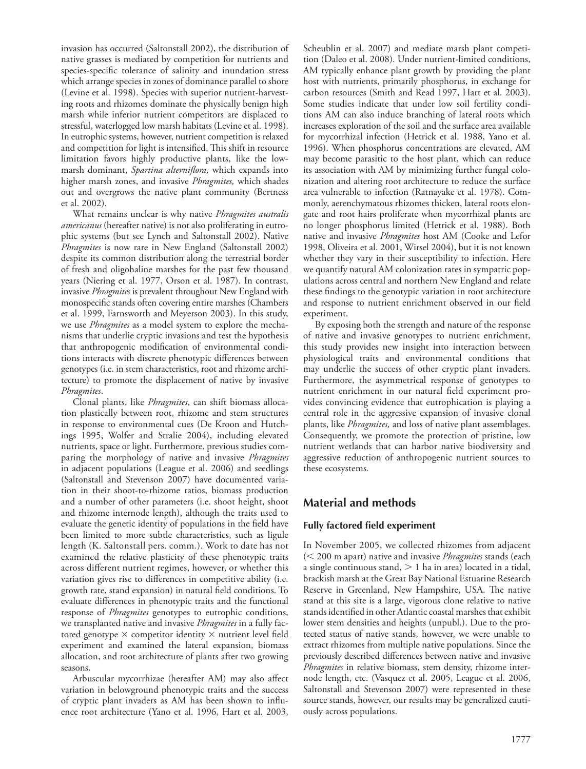invasion has occurred (Saltonstall 2002), the distribution of native grasses is mediated by competition for nutrients and species-specific tolerance of salinity and inundation stress which arrange species in zones of dominance parallel to shore (Levine et al. 1998). Species with superior nutrient-harvesting roots and rhizomes dominate the physically benign high marsh while inferior nutrient competitors are displaced to stressful, waterlogged low marsh habitats (Levine et al. 1998). In eutrophic systems, however, nutrient competition is relaxed and competition for light is intensified. This shift in resource limitation favors highly productive plants, like the low-marsh dominant, *Spartina alterniflora,* which expands into higher marsh zones, and invasive *Phragmites,* which shades out and overgrows the native plant community (Bertness et al. 2002).

What remains unclear is why native *Phragmites australis americanus* (hereafter native) is not also proliferating in eutrophic systems (but see Lynch and Saltonstall 2002). Native *Phragmites* is now rare in New England (Saltonstall 2002) despite its common distribution along the terrestrial border of fresh and oligohaline marshes for the past few thousand years (Niering et al. 1977, Orson et al. 1987). In contrast, invasive *Phragmites* is prevalent throughout New England with monospecific stands often covering entire marshes (Chambers et al. 1999, Farnsworth and Meyerson 2003). In this study, we use *Phragmites* as a model system to explore the mechanisms that underlie cryptic invasions and test the hypothesis that anthropogenic modification of environmental conditions interacts with discrete phenotypic differences between genotypes (i.e. in stem characteristics, root and rhizome architecture) to promote the displacement of native by invasive *Phragmites*.

Clonal plants, like *Phragmites*, can shift biomass allocation plastically between root, rhizome and stem structures in response to environmental cues (De Kroon and Hutchings 1995, Wolfer and Stralie 2004), including elevated nutrients, space or light. Furthermore, previous studies comparing the morphology of native and invasive *Phragmites* in adjacent populations (League et al. 2006) and seedlings (Saltonstall and Stevenson 2007) have documented variation in their shoot-to-rhizome ratios, biomass production and a number of other parameters (i.e. shoot height, shoot and rhizome internode length), although the traits used to evaluate the genetic identity of populations in the field have been limited to more subtle characteristics, such as ligule length (K. Saltonstall pers. comm.). Work to date has not examined the relative plasticity of these phenotypic traits across different nutrient regimes, however, or whether this variation gives rise to differences in competitive ability (i.e. growth rate, stand expansion) in natural field conditions. To evaluate differences in phenotypic traits and the functional response of *Phragmites* genotypes to eutrophic conditions, we transplanted native and invasive *Phragmites* in a fully factored genotype × competitor identity × nutrient level field experiment and examined the lateral expansion, biomass allocation, and root architecture of plants after two growing seasons.

Arbuscular mycorrhizae (hereafter AM) may also affect variation in belowground phenotypic traits and the success of cryptic plant invaders as AM has been shown to influence root architecture (Yano et al. 1996, Hart et al. 2003, Scheublin et al. 2007) and mediate marsh plant competition (Daleo et al. 2008). Under nutrient-limited conditions, AM typically enhance plant growth by providing the plant host with nutrients, primarily phosphorus, in exchange for carbon resources (Smith and Read 1997, Hart et al*.* 2003). Some studies indicate that under low soil fertility conditions AM can also induce branching of lateral roots which increases exploration of the soil and the surface area available for mycorrhizal infection (Hetrick et al. 1988, Yano et al. 1996). When phosphorus concentrations are elevated, AM may become parasitic to the host plant, which can reduce its association with AM by minimizing further fungal colonization and altering root architecture to reduce the surface area vulnerable to infection (Ratnayake et al. 1978). Commonly, aerenchymatous rhizomes thicken, lateral roots elongate and root hairs proliferate when mycorrhizal plants are no longer phosphorus limited (Hetrick et al. 1988). Both native and invasive *Phragmites* host AM (Cooke and Lefor 1998, Oliveira et al. 2001, Wirsel 2004), but it is not known whether they vary in their susceptibility to infection. Here we quantify natural AM colonization rates in sympatric populations across central and northern New England and relate these findings to the genotypic variation in root architecture and response to nutrient enrichment observed in our field experiment.

By exposing both the strength and nature of the response of native and invasive genotypes to nutrient enrichment, this study provides new insight into interaction between physiological traits and environmental conditions that may underlie the success of other cryptic plant invaders. Furthermore, the asymmetrical response of genotypes to nutrient enrichment in our natural field experiment provides convincing evidence that eutrophication is playing a central role in the aggressive expansion of invasive clonal plants, like *Phragmites,* and loss of native plant assemblages. Consequently, we promote the protection of pristine, low nutrient wetlands that can harbor native biodiversity and aggressive reduction of anthropogenic nutrient sources to these ecosystems.

## Material and methods

### Fully factored field experiment

In November 2005, we collected rhizomes from adjacent (< 200 m apart) native and invasive *Phragmites* stands (each a single continuous stand, > 1 ha in area) located in a tidal, brackish marsh at the Great Bay National Estuarine Research Reserve in Greenland, New Hampshire, USA. The native stand at this site is a large, vigorous clone relative to native stands identified in other Atlantic coastal marshes that exhibit lower stem densities and heights (unpubl.). Due to the protected status of native stands, however, we were unable to extract rhizomes from multiple native populations. Since the previously described differences between native and invasive *Phragmites* in relative biomass, stem density, rhizome internode length, etc. (Vasquez et al. 2005, League et al. 2006, Saltonstall and Stevenson 2007) were represented in these source stands, however, our results may be generalized cautiously across populations.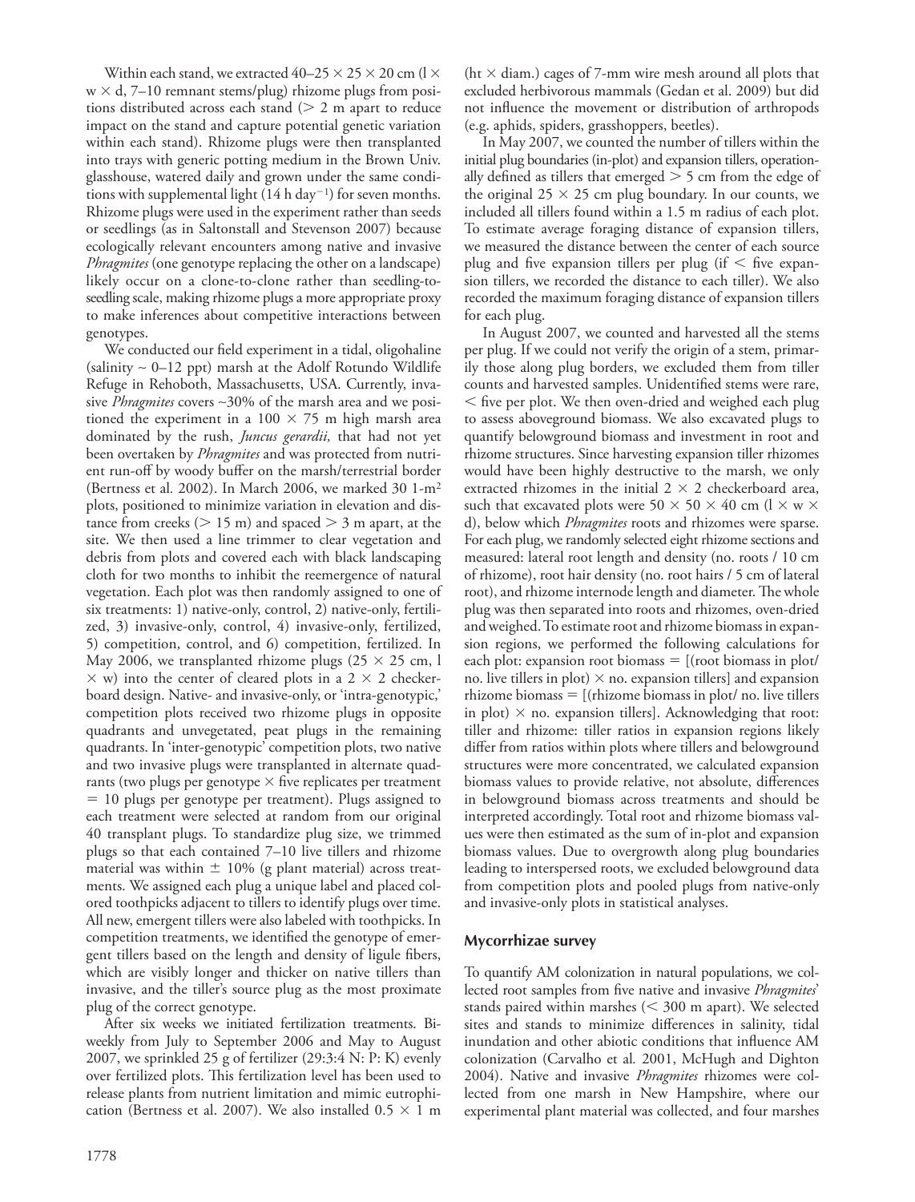Within each stand, we extracted 40–25 × 25 × 20 cm (l × w × d, 7–10 remnant stems/plug) rhizome plugs from positions distributed across each stand (> 2 m apart to reduce impact on the stand and capture potential genetic variation within each stand). Rhizome plugs were then transplanted into trays with generic potting medium in the Brown Univ. glasshouse, watered daily and grown under the same conditions with supplemental light (14 h day$^{-1}$) for seven months. Rhizome plugs were used in the experiment rather than seeds or seedlings (as in Saltonstall and Stevenson 2007) because ecologically relevant encounters among native and invasive *Phragmites* (one genotype replacing the other on a landscape) likely occur on a clone-to-clone rather than seedling-to-seedling scale, making rhizome plugs a more appropriate proxy to make inferences about competitive interactions between genotypes.

We conducted our field experiment in a tidal, oligohaline (salinity ~ 0–12 ppt) marsh at the Adolf Rotundo Wildlife Refuge in Rehoboth, Massachusetts, USA. Currently, invasive *Phragmites* covers ~30% of the marsh area and we positioned the experiment in a 100 × 75 m high marsh area dominated by the rush, *Juncus gerardii,* that had not yet been overtaken by *Phragmites* and was protected from nutrient run-off by woody buffer on the marsh/terrestrial border (Bertness et al*.* 2002). In March 2006, we marked 30 1-m$^2$ plots, positioned to minimize variation in elevation and distance from creeks (> 15 m) and spaced > 3 m apart, at the site. We then used a line trimmer to clear vegetation and debris from plots and covered each with black landscaping cloth for two months to inhibit the reemergence of natural vegetation. Each plot was then randomly assigned to one of six treatments: 1) native-only, control, 2) native-only, fertilized, 3) invasive-only, control, 4) invasive-only, fertilized, 5) competition, control, and 6) competition, fertilized. In May 2006, we transplanted rhizome plugs (25 × 25 cm, l × w) into the center of cleared plots in a 2 × 2 checkerboard design. Native- and invasive-only, or 'intra-genotypic,' competition plots received two rhizome plugs in opposite quadrants and unvegetated, peat plugs in the remaining quadrants. In 'inter-genotypic' competition plots, two native and two invasive plugs were transplanted in alternate quadrants (two plugs per genotype × five replicates per treatment = 10 plugs per genotype per treatment). Plugs assigned to each treatment were selected at random from our original 40 transplant plugs. To standardize plug size, we trimmed plugs so that each contained 7–10 live tillers and rhizome material was within ± 10% (g plant material) across treatments. We assigned each plug a unique label and placed colored toothpicks adjacent to tillers to identify plugs over time. All new, emergent tillers were also labeled with toothpicks. In competition treatments, we identified the genotype of emergent tillers based on the length and density of ligule fibers, which are visibly longer and thicker on native tillers than invasive, and the tiller's source plug as the most proximate plug of the correct genotype.

After six weeks we initiated fertilization treatments. Bi-weekly from July to September 2006 and May to August 2007, we sprinkled 25 g of fertilizer (29:3:4 N: P: K) evenly over fertilized plots. This fertilization level has been used to release plants from nutrient limitation and mimic eutrophication (Bertness et al. 2007). We also installed 0.5 × 1 m (ht × diam.) cages of 7-mm wire mesh around all plots that excluded herbivorous mammals (Gedan et al. 2009) but did not influence the movement or distribution of arthropods (e.g. aphids, spiders, grasshoppers, beetles).

In May 2007, we counted the number of tillers within the initial plug boundaries (in-plot) and expansion tillers, operationally defined as tillers that emerged > 5 cm from the edge of the original 25 × 25 cm plug boundary. In our counts, we included all tillers found within a 1.5 m radius of each plot. To estimate average foraging distance of expansion tillers, we measured the distance between the center of each source plug and five expansion tillers per plug (if < five expansion tillers, we recorded the distance to each tiller). We also recorded the maximum foraging distance of expansion tillers for each plug.

In August 2007, we counted and harvested all the stems per plug. If we could not verify the origin of a stem, primarily those along plug borders, we excluded them from tiller counts and harvested samples. Unidentified stems were rare, < five per plot. We then oven-dried and weighed each plug to assess aboveground biomass. We also excavated plugs to quantify belowground biomass and investment in root and rhizome structures. Since harvesting expansion tiller rhizomes would have been highly destructive to the marsh, we only extracted rhizomes in the initial 2 × 2 checkerboard area, such that excavated plots were 50 × 50 × 40 cm (l × w × d), below which *Phragmites* roots and rhizomes were sparse. For each plug, we randomly selected eight rhizome sections and measured: lateral root length and density (no. roots / 10 cm of rhizome), root hair density (no. root hairs / 5 cm of lateral root), and rhizome internode length and diameter. The whole plug was then separated into roots and rhizomes, oven-dried and weighed. To estimate root and rhizome biomass in expansion regions, we performed the following calculations for each plot: expansion root biomass = [(root biomass in plot/ no. live tillers in plot) × no. expansion tillers] and expansion rhizome biomass = [(rhizome biomass in plot/ no. live tillers in plot) × no. expansion tillers]. Acknowledging that root: tiller and rhizome: tiller ratios in expansion regions likely differ from ratios within plots where tillers and belowground structures were more concentrated, we calculated expansion biomass values to provide relative, not absolute, differences in belowground biomass across treatments and should be interpreted accordingly. Total root and rhizome biomass values were then estimated as the sum of in-plot and expansion biomass values. Due to overgrowth along plug boundaries leading to interspersed roots, we excluded belowground data from competition plots and pooled plugs from native-only and invasive-only plots in statistical analyses.

### Mycorrhizae survey

To quantify AM colonization in natural populations, we collected root samples from five native and invasive *Phragmites*' stands paired within marshes (< 300 m apart). We selected sites and stands to minimize differences in salinity, tidal inundation and other abiotic conditions that influence AM colonization (Carvalho et al*.* 2001, McHugh and Dighton 2004). Native and invasive *Phragmites* rhizomes were collected from one marsh in New Hampshire, where our experimental plant material was collected, and four marshes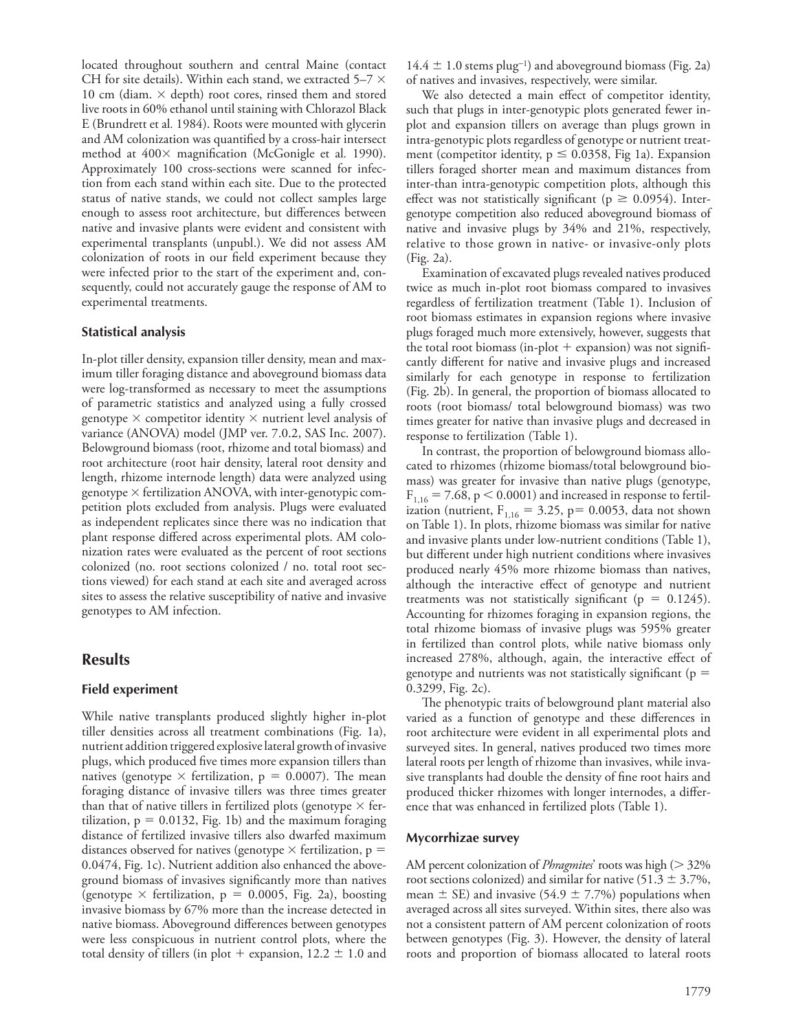located throughout southern and central Maine (contact CH for site details). Within each stand, we extracted 5–7 × 10 cm (diam. × depth) root cores, rinsed them and stored live roots in 60% ethanol until staining with Chlorazol Black E (Brundrett et al. 1984). Roots were mounted with glycerin and AM colonization was quantified by a cross-hair intersect method at 400× magnification (McGonigle et al. 1990). Approximately 100 cross-sections were scanned for infection from each stand within each site. Due to the protected status of native stands, we could not collect samples large enough to assess root architecture, but differences between native and invasive plants were evident and consistent with experimental transplants (unpubl.). We did not assess AM colonization of roots in our field experiment because they were infected prior to the start of the experiment and, consequently, could not accurately gauge the response of AM to experimental treatments.

### Statistical analysis

In-plot tiller density, expansion tiller density, mean and maximum tiller foraging distance and aboveground biomass data were log-transformed as necessary to meet the assumptions of parametric statistics and analyzed using a fully crossed genotype × competitor identity × nutrient level analysis of variance (ANOVA) model (JMP ver. 7.0.2, SAS Inc. 2007). Belowground biomass (root, rhizome and total biomass) and root architecture (root hair density, lateral root density and length, rhizome internode length) data were analyzed using genotype × fertilization ANOVA, with inter-genotypic competition plots excluded from analysis. Plugs were evaluated as independent replicates since there was no indication that plant response differed across experimental plots. AM colonization rates were evaluated as the percent of root sections colonized (no. root sections colonized / no. total root sections viewed) for each stand at each site and averaged across sites to assess the relative susceptibility of native and invasive genotypes to AM infection.

## Results

### Field experiment

While native transplants produced slightly higher in-plot tiller densities across all treatment combinations (Fig. 1a), nutrient addition triggered explosive lateral growth of invasive plugs, which produced five times more expansion tillers than natives (genotype × fertilization, $p = 0.0007$). The mean foraging distance of invasive tillers was three times greater than that of native tillers in fertilized plots (genotype × fertilization, $p = 0.0132$, Fig. 1b) and the maximum foraging distance of fertilized invasive tillers also dwarfed maximum distances observed for natives (genotype × fertilization, $p = 0.0474$, Fig. 1c). Nutrient addition also enhanced the aboveground biomass of invasives significantly more than natives (genotype × fertilization, $p = 0.0005$, Fig. 2a), boosting invasive biomass by 67% more than the increase detected in native biomass. Aboveground differences between genotypes were less conspicuous in nutrient control plots, where the total density of tillers (in plot + expansion, $12.2 \pm 1.0$ and $14.4 \pm 1.0$ stems plug$^{-1}$) and aboveground biomass (Fig. 2a) of natives and invasives, respectively, were similar.

We also detected a main effect of competitor identity, such that plugs in inter-genotypic plots generated fewer in-plot and expansion tillers on average than plugs grown in intra-genotypic plots regardless of genotype or nutrient treatment (competitor identity, $p \leq 0.0358$, Fig 1a). Expansion tillers foraged shorter mean and maximum distances from inter-than intra-genotypic competition plots, although this effect was not statistically significant ($p \geq 0.0954$). Inter-genotype competition also reduced aboveground biomass of native and invasive plugs by 34% and 21%, respectively, relative to those grown in native- or invasive-only plots (Fig. 2a).

Examination of excavated plugs revealed natives produced twice as much in-plot root biomass compared to invasives regardless of fertilization treatment (Table 1). Inclusion of root biomass estimates in expansion regions where invasive plugs foraged much more extensively, however, suggests that the total root biomass (in-plot + expansion) was not significantly different for native and invasive plugs and increased similarly for each genotype in response to fertilization (Fig. 2b). In general, the proportion of biomass allocated to roots (root biomass/ total belowground biomass) was two times greater for native than invasive plugs and decreased in response to fertilization (Table 1).

In contrast, the proportion of belowground biomass allocated to rhizomes (rhizome biomass/total belowground biomass) was greater for invasive than native plugs (genotype, $F_{1,16} = 7.68$, $p < 0.0001$) and increased in response to fertilization (nutrient, $F_{1,16} = 3.25$, $p = 0.0053$, data not shown on Table 1). In plots, rhizome biomass was similar for native and invasive plants under low-nutrient conditions (Table 1), but different under high nutrient conditions where invasives produced nearly 45% more rhizome biomass than natives, although the interactive effect of genotype and nutrient treatments was not statistically significant ($p = 0.1245$). Accounting for rhizomes foraging in expansion regions, the total rhizome biomass of invasive plugs was 595% greater in fertilized than control plots, while native biomass only increased 278%, although, again, the interactive effect of genotype and nutrients was not statistically significant ($p = 0.3299$, Fig. 2c).

The phenotypic traits of belowground plant material also varied as a function of genotype and these differences in root architecture were evident in all experimental plots and surveyed sites. In general, natives produced two times more lateral roots per length of rhizome than invasives, while invasive transplants had double the density of fine root hairs and produced thicker rhizomes with longer internodes, a difference that was enhanced in fertilized plots (Table 1).

### Mycorrhizae survey

AM percent colonization of *Phragmites*' roots was high (> 32% root sections colonized) and similar for native ($51.3 \pm 3.7\%$, mean ± SE) and invasive ($54.9 \pm 7.7\%$) populations when averaged across all sites surveyed. Within sites, there also was not a consistent pattern of AM percent colonization of roots between genotypes (Fig. 3). However, the density of lateral roots and proportion of biomass allocated to lateral roots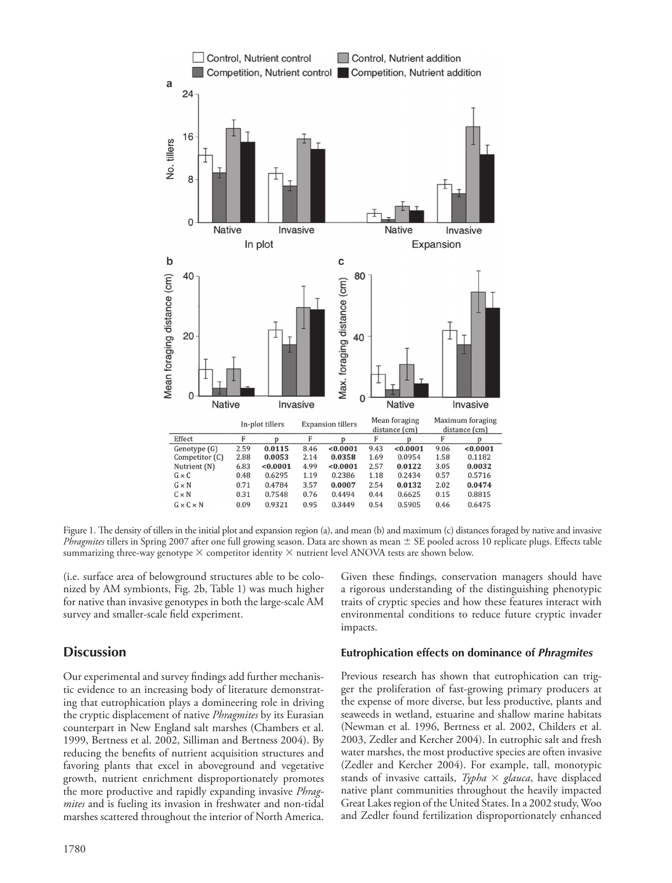| Effect | In-plot tillers | | Expansion tillers | | Mean foraging distance (cm) | | Maximum foraging distance (cm) | |
|---|---|---|---|---|---|---|---|---|
| | F | p | F | p | F | p | F | p |
| Genotype (G) | 2.59 | **0.0115** | 8.46 | **<0.0001** | 9.43 | **<0.0001** | 9.06 | **<0.0001** |
| Competitor (C) | 2.88 | **0.0053** | 2.14 | **0.0358** | 1.69 | 0.0954 | 1.58 | 0.1182 |
| Nutrient (N) | 6.83 | **<0.0001** | 4.99 | **<0.0001** | 2.57 | **0.0122** | 3.05 | **0.0032** |
| G × C | 0.48 | 0.6295 | 1.19 | 0.2386 | 1.18 | 0.2434 | 0.57 | 0.5716 |
| G × N | 0.71 | 0.4784 | 3.57 | **0.0007** | 2.54 | **0.0132** | 2.02 | **0.0474** |
| C × N | 0.31 | 0.7548 | 0.76 | 0.4494 | 0.44 | 0.6625 | 0.15 | 0.8815 |
| G × C × N | 0.09 | 0.9321 | 0.95 | 0.3449 | 0.54 | 0.5905 | 0.46 | 0.6475 |

Figure 1. The density of tillers in the initial plot and expansion region (a), and mean (b) and maximum (c) distances foraged by native and invasive *Phragmites* tillers in Spring 2007 after one full growing season. Data are shown as mean ± SE pooled across 10 replicate plugs. Effects table summarizing three-way genotype × competitor identity × nutrient level ANOVA tests are shown below.

(i.e. surface area of belowground structures able to be colonized by AM symbionts, Fig. 2b, Table 1) was much higher for native than invasive genotypes in both the large-scale AM survey and smaller-scale field experiment.

## Discussion

Our experimental and survey findings add further mechanistic evidence to an increasing body of literature demonstrating that eutrophication plays a domineering role in driving the cryptic displacement of native *Phragmites* by its Eurasian counterpart in New England salt marshes (Chambers et al. 1999, Bertness et al. 2002, Silliman and Bertness 2004). By reducing the benefits of nutrient acquisition structures and favoring plants that excel in aboveground and vegetative growth, nutrient enrichment disproportionately promotes the more productive and rapidly expanding invasive *Phragmites* and is fueling its invasion in freshwater and non-tidal marshes scattered throughout the interior of North America. Given these findings, conservation managers should have a rigorous understanding of the distinguishing phenotypic traits of cryptic species and how these features interact with environmental conditions to reduce future cryptic invader impacts.

### Eutrophication effects on dominance of *Phragmites*

Previous research has shown that eutrophication can trigger the proliferation of fast-growing primary producers at the expense of more diverse, but less productive, plants and seaweeds in wetland, estuarine and shallow marine habitats (Newman et al. 1996, Bertness et al. 2002, Childers et al. 2003, Zedler and Kercher 2004). In eutrophic salt and fresh water marshes, the most productive species are often invasive (Zedler and Kercher 2004). For example, tall, monotypic stands of invasive cattails, *Typha* × *glauca*, have displaced native plant communities throughout the heavily impacted Great Lakes region of the United States. In a 2002 study, Woo and Zedler found fertilization disproportionately enhanced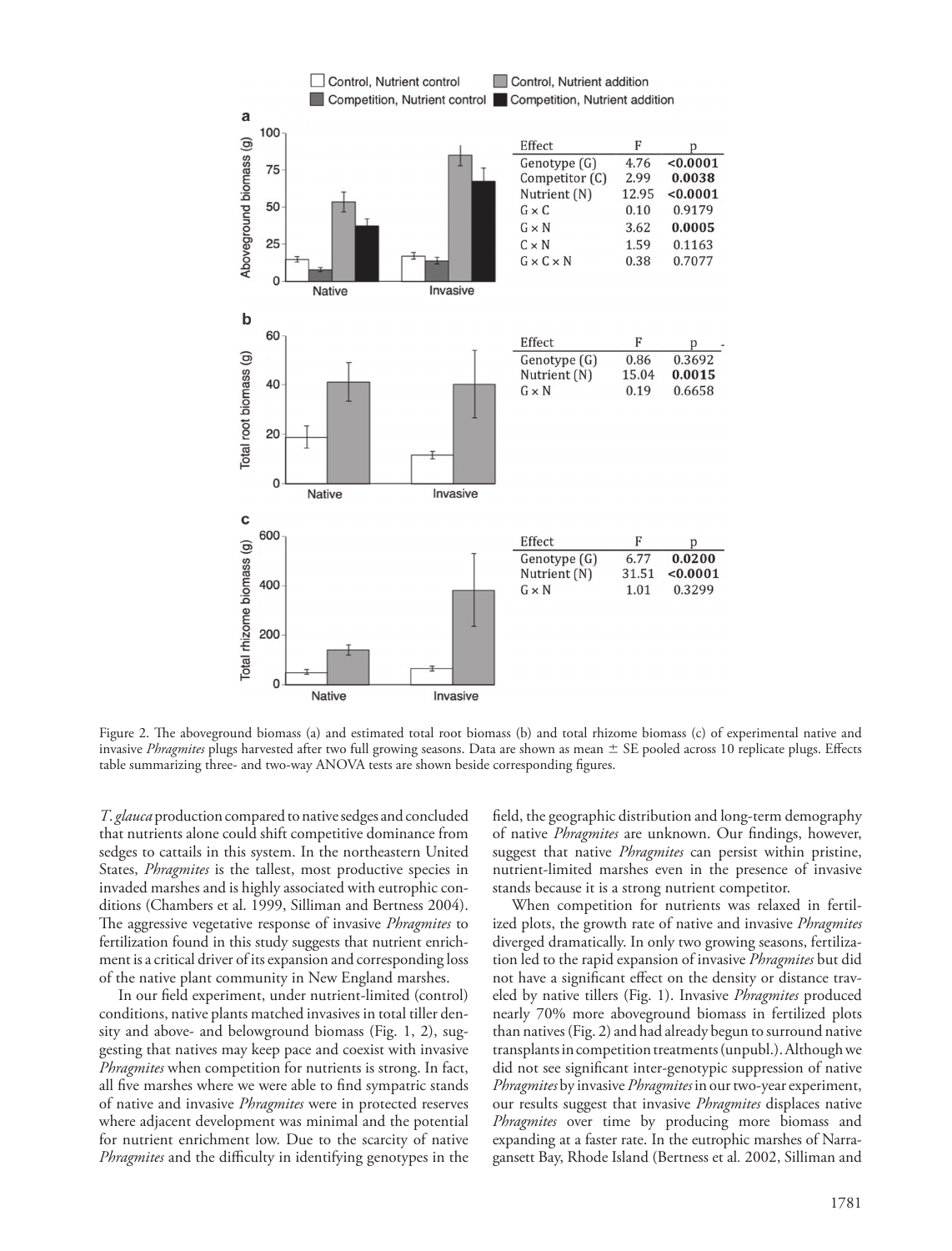Control, Nutrient control
Control, Nutrient addition
Competition, Nutrient control
Competition, Nutrient addition

a

Aboveground biomass (g)

100
75
50
25
0

Native
Invasive

| Effect | F | p |
|---|---|---|
| Genotype (G) | 4.76 | **<0.0001** |
| Competitor (C) | 2.99 | **0.0038** |
| Nutrient (N) | 12.95 | **<0.0001** |
| G × C | 0.10 | 0.9179 |
| G × N | 3.62 | **0.0005** |
| C × N | 1.59 | 0.1163 |
| G × C × N | 0.38 | 0.7077 |

b

Total root biomass (g)

60
40
20
0

Native
Invasive

| Effect | F | p |
|---|---|---|
| Genotype (G) | 0.86 | 0.3692 |
| Nutrient (N) | 15.04 | **0.0015** |
| G × N | 0.19 | 0.6658 |

c

Total rhizome biomass (g)

600
400
200
0

Native
Invasive

| Effect | F | p |
|---|---|---|
| Genotype (G) | 6.77 | **0.0200** |
| Nutrient (N) | 31.51 | **<0.0001** |
| G × N | 1.01 | 0.3299 |

Figure 2. The aboveground biomass (a) and estimated total root biomass (b) and total rhizome biomass (c) of experimental native and invasive *Phragmites* plugs harvested after two full growing seasons. Data are shown as mean ± SE pooled across 10 replicate plugs. Effects table summarizing three- and two-way ANOVA tests are shown beside corresponding figures.

*T. glauca* production compared to native sedges and concluded that nutrients alone could shift competitive dominance from sedges to cattails in this system. In the northeastern United States, *Phragmites* is the tallest, most productive species in invaded marshes and is highly associated with eutrophic conditions (Chambers et al. 1999, Silliman and Bertness 2004). The aggressive vegetative response of invasive *Phragmites* to fertilization found in this study suggests that nutrient enrichment is a critical driver of its expansion and corresponding loss of the native plant community in New England marshes.

In our field experiment, under nutrient-limited (control) conditions, native plants matched invasives in total tiller density and above- and belowground biomass (Fig. 1, 2), suggesting that natives may keep pace and coexist with invasive *Phragmites* when competition for nutrients is strong. In fact, all five marshes where we were able to find sympatric stands of native and invasive *Phragmites* were in protected reserves where adjacent development was minimal and the potential for nutrient enrichment low. Due to the scarcity of native *Phragmites* and the difficulty in identifying genotypes in the field, the geographic distribution and long-term demography of native *Phragmites* are unknown. Our findings, however, suggest that native *Phragmites* can persist within pristine, nutrient-limited marshes even in the presence of invasive stands because it is a strong nutrient competitor.

When competition for nutrients was relaxed in fertilized plots, the growth rate of native and invasive *Phragmites* diverged dramatically. In only two growing seasons, fertilization led to the rapid expansion of invasive *Phragmites* but did not have a significant effect on the density or distance traveled by native tillers (Fig. 1). Invasive *Phragmites* produced nearly 70% more aboveground biomass in fertilized plots than natives (Fig. 2) and had already begun to surround native transplants in competition treatments (unpubl.). Although we did not see significant inter-genotypic suppression of native *Phragmites* by invasive *Phragmites* in our two-year experiment, our results suggest that invasive *Phragmites* displaces native *Phragmites* over time by producing more biomass and expanding at a faster rate. In the eutrophic marshes of Narragansett Bay, Rhode Island (Bertness et al. 2002, Silliman and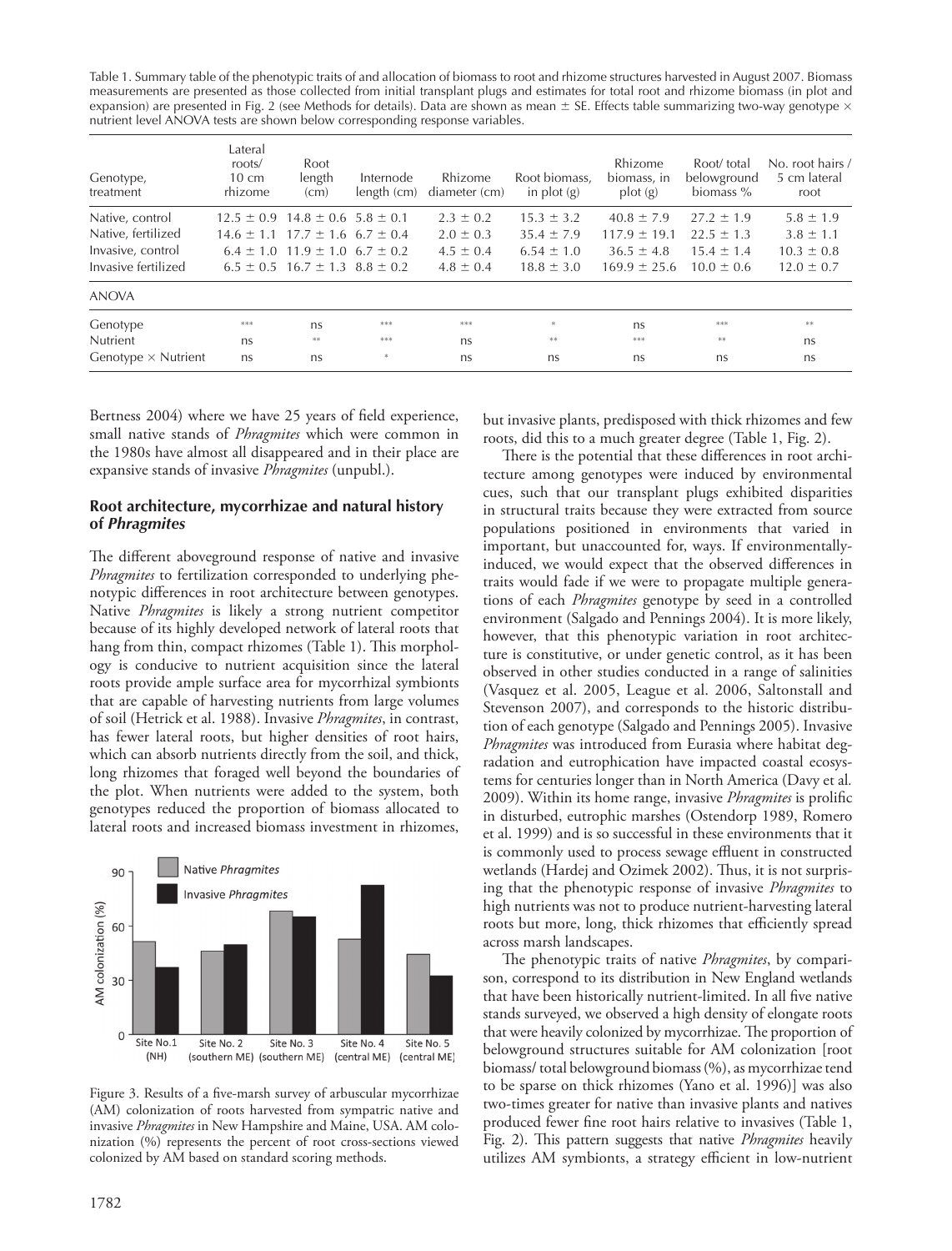Table 1. Summary table of the phenotypic traits of and allocation of biomass to root and rhizome structures harvested in August 2007. Biomass measurements are presented as those collected from initial transplant plugs and estimates for total root and rhizome biomass (in plot and expansion) are presented in Fig. 2 (see Methods for details). Data are shown as mean ± SE. Effects table summarizing two-way genotype × nutrient level ANOVA tests are shown below corresponding response variables.

| Genotype, treatment | Lateral roots/ 10 cm rhizome | Root length (cm) | Internode length (cm) | Rhizome diameter (cm) | Root biomass, in plot (g) | Rhizome biomass, in plot (g) | Root/ total belowground biomass % | No. root hairs / 5 cm lateral root |
|---|---|---|---|---|---|---|---|---|
| Native, control | 12.5 ± 0.9 | 14.8 ± 0.6 | 5.8 ± 0.1 | 2.3 ± 0.2 | 15.3 ± 3.2 | 40.8 ± 7.9 | 27.2 ± 1.9 | 5.8 ± 1.9 |
| Native, fertilized | 14.6 ± 1.1 | 17.7 ± 1.6 | 6.7 ± 0.4 | 2.0 ± 0.3 | 35.4 ± 7.9 | 117.9 ± 19.1 | 22.5 ± 1.3 | 3.8 ± 1.1 |
| Invasive, control | 6.4 ± 1.0 | 11.9 ± 1.0 | 6.7 ± 0.2 | 4.5 ± 0.4 | 6.54 ± 1.0 | 36.5 ± 4.8 | 15.4 ± 1.4 | 10.3 ± 0.8 |
| Invasive fertilized | 6.5 ± 0.5 | 16.7 ± 1.3 | 8.8 ± 0.2 | 4.8 ± 0.4 | 18.8 ± 3.0 | 169.9 ± 25.6 | 10.0 ± 0.6 | 12.0 ± 0.7 |
| ANOVA | | | | | | | | |
| Genotype | *** | ns | *** | *** | * | ns | *** | ** |
| Nutrient | ns | ** | *** | ns | ** | *** | ** | ns |
| Genotype × Nutrient | ns | ns | * | ns | ns | ns | ns | ns |

Bertness 2004) where we have 25 years of field experience, small native stands of *Phragmites* which were common in the 1980s have almost all disappeared and in their place are expansive stands of invasive *Phragmites* (unpubl.).

### Root architecture, mycorrhizae and natural history of *Phragmites*

The different aboveground response of native and invasive *Phragmites* to fertilization corresponded to underlying phenotypic differences in root architecture between genotypes. Native *Phragmites* is likely a strong nutrient competitor because of its highly developed network of lateral roots that hang from thin, compact rhizomes (Table 1). This morphology is conducive to nutrient acquisition since the lateral roots provide ample surface area for mycorrhizal symbionts that are capable of harvesting nutrients from large volumes of soil (Hetrick et al. 1988). Invasive *Phragmites*, in contrast, has fewer lateral roots, but higher densities of root hairs, which can absorb nutrients directly from the soil, and thick, long rhizomes that foraged well beyond the boundaries of the plot. When nutrients were added to the system, both genotypes reduced the proportion of biomass allocated to lateral roots and increased biomass investment in rhizomes, but invasive plants, predisposed with thick rhizomes and few roots, did this to a much greater degree (Table 1, Fig. 2).

Figure 3. Results of a five-marsh survey of arbuscular mycorrhizae (AM) colonization of roots harvested from sympatric native and invasive *Phragmites* in New Hampshire and Maine, USA. AM colonization (%) represents the percent of root cross-sections viewed colonized by AM based on standard scoring methods.

There is the potential that these differences in root architecture among genotypes were induced by environmental cues, such that our transplant plugs exhibited disparities in structural traits because they were extracted from source populations positioned in environments that varied in important, but unaccounted for, ways. If environmentally-induced, we would expect that the observed differences in traits would fade if we were to propagate multiple generations of each *Phragmites* genotype by seed in a controlled environment (Salgado and Pennings 2004). It is more likely, however, that this phenotypic variation in root architecture is constitutive, or under genetic control, as it has been observed in other studies conducted in a range of salinities (Vasquez et al. 2005, League et al. 2006, Saltonstall and Stevenson 2007), and corresponds to the historic distribution of each genotype (Salgado and Pennings 2005). Invasive *Phragmites* was introduced from Eurasia where habitat degradation and eutrophication have impacted coastal ecosystems for centuries longer than in North America (Davy et al. 2009). Within its home range, invasive *Phragmites* is prolific in disturbed, eutrophic marshes (Ostendorp 1989, Romero et al. 1999) and is so successful in these environments that it is commonly used to process sewage effluent in constructed wetlands (Hardej and Ozimek 2002). Thus, it is not surprising that the phenotypic response of invasive *Phragmites* to high nutrients was not to produce nutrient-harvesting lateral roots but more, long, thick rhizomes that efficiently spread across marsh landscapes.

The phenotypic traits of native *Phragmites*, by comparison, correspond to its distribution in New England wetlands that have been historically nutrient-limited. In all five native stands surveyed, we observed a high density of elongate roots that were heavily colonized by mycorrhizae. The proportion of belowground structures suitable for AM colonization [root biomass/ total belowground biomass (%), as mycorrhizae tend to be sparse on thick rhizomes (Yano et al. 1996)] was also two-times greater for native than invasive plants and natives produced fewer fine root hairs relative to invasives (Table 1, Fig. 2). This pattern suggests that native *Phragmites* heavily utilizes AM symbionts, a strategy efficient in low-nutrient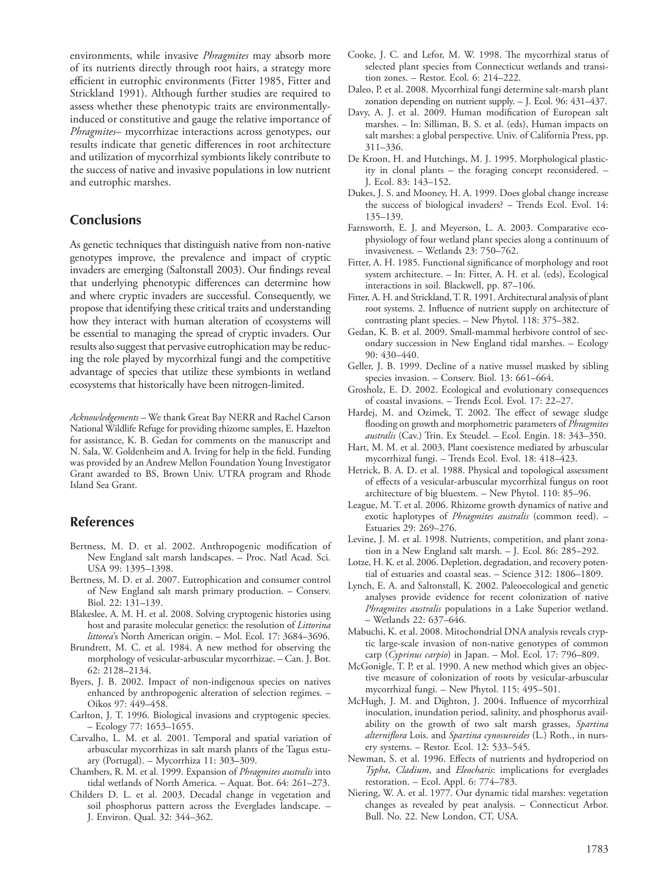environments, while invasive *Phragmites* may absorb more of its nutrients directly through root hairs, a strategy more efficient in eutrophic environments (Fitter 1985, Fitter and Strickland 1991). Although further studies are required to assess whether these phenotypic traits are environmentally-induced or constitutive and gauge the relative importance of *Phragmites*– mycorrhizae interactions across genotypes, our results indicate that genetic differences in root architecture and utilization of mycorrhizal symbionts likely contribute to the success of native and invasive populations in low nutrient and eutrophic marshes.

## Conclusions

As genetic techniques that distinguish native from non-native genotypes improve, the prevalence and impact of cryptic invaders are emerging (Saltonstall 2003). Our findings reveal that underlying phenotypic differences can determine how and where cryptic invaders are successful. Consequently, we propose that identifying these critical traits and understanding how they interact with human alteration of ecosystems will be essential to managing the spread of cryptic invaders. Our results also suggest that pervasive eutrophication may be reducing the role played by mycorrhizal fungi and the competitive advantage of species that utilize these symbionts in wetland ecosystems that historically have been nitrogen-limited.

*Acknowledgements* – We thank Great Bay NERR and Rachel Carson National Wildlife Refuge for providing rhizome samples, E. Hazelton for assistance, K. B. Gedan for comments on the manuscript and N. Sala, W. Goldenheim and A. Irving for help in the field. Funding was provided by an Andrew Mellon Foundation Young Investigator Grant awarded to BS, Brown Univ. UTRA program and Rhode Island Sea Grant.

## References

Bertness, M. D. et al. 2002. Anthropogenic modification of New England salt marsh landscapes. – Proc. Natl Acad. Sci. USA 99: 1395–1398.

Bertness, M. D. et al. 2007. Eutrophication and consumer control of New England salt marsh primary production. – Conserv. Biol. 22: 131–139.

Blakeslee, A. M. H. et al. 2008. Solving cryptogenic histories using host and parasite molecular genetics: the resolution of *Littorina littorea*'s North American origin. – Mol. Ecol. 17: 3684–3696.

Brundrett, M. C. et al. 1984. A new method for observing the morphology of vesicular-arbuscular mycorrhizae. – Can. J. Bot. 62: 2128–2134.

Byers, J. B. 2002. Impact of non-indigenous species on natives enhanced by anthropogenic alteration of selection regimes. – Oikos 97: 449–458.

Carlton, J. T. 1996. Biological invasions and cryptogenic species. – Ecology 77: 1653–1655.

Carvalho, L. M. et al. 2001. Temporal and spatial variation of arbuscular mycorrhizas in salt marsh plants of the Tagus estuary (Portugal). – Mycorrhiza 11: 303–309.

Chambers, R. M. et al. 1999. Expansion of *Phragmites australis* into tidal wetlands of North America. – Aquat. Bot. 64: 261–273.

Childers D. L. et al. 2003. Decadal change in vegetation and soil phosphorus pattern across the Everglades landscape. – J. Environ. Qual. 32: 344–362.

Cooke, J. C. and Lefor, M. W. 1998. The mycorrhizal status of selected plant species from Connecticut wetlands and transition zones. – Restor. Ecol. 6: 214–222.

Daleo, P. et al. 2008. Mycorrhizal fungi determine salt-marsh plant zonation depending on nutrient supply. – J. Ecol. 96: 431–437.

Davy, A. J. et al. 2009. Human modification of European salt marshes. – In: Silliman, B. S. et al. (eds), Human impacts on salt marshes: a global perspective. Univ. of California Press, pp. 311–336.

De Kroon, H. and Hutchings, M. J. 1995. Morphological plasticity in clonal plants – the foraging concept reconsidered. – J. Ecol. 83: 143–152.

Dukes, J. S. and Mooney, H. A. 1999. Does global change increase the success of biological invaders? – Trends Ecol. Evol. 14: 135–139.

Farnsworth, E. J. and Meyerson, L. A. 2003. Comparative ecophysiology of four wetland plant species along a continuum of invasiveness. – Wetlands 23: 750–762.

Fitter, A. H. 1985. Functional significance of morphology and root system architecture. – In: Fitter, A. H. et al. (eds), Ecological interactions in soil. Blackwell, pp. 87–106.

Fitter, A. H. and Strickland, T. R. 1991. Architectural analysis of plant root systems. 2. Influence of nutrient supply on architecture of contrasting plant species. – New Phytol. 118: 375–382.

Gedan, K. B. et al. 2009. Small-mammal herbivore control of secondary succession in New England tidal marshes. – Ecology 90: 430–440.

Geller, J. B. 1999. Decline of a native mussel masked by sibling species invasion. – Conserv. Biol. 13: 661–664.

Grosholz, E. D. 2002. Ecological and evolutionary consequences of coastal invasions. – Trends Ecol. Evol. 17: 22–27.

Hardej, M. and Ozimek, T. 2002. The effect of sewage sludge flooding on growth and morphometric parameters of *Phragmites australis* (Cav.) Trin. Ex Steudel. – Ecol. Engin. 18: 343–350.

Hart, M. M. et al. 2003. Plant coexistence mediated by arbuscular mycorrhizal fungi. – Trends Ecol. Evol. 18: 418–423.

Hetrick, B. A. D. et al. 1988. Physical and topological assessment of effects of a vesicular-arbuscular mycorrhizal fungus on root architecture of big bluestem. – New Phytol. 110: 85–96.

League, M. T. et al. 2006. Rhizome growth dynamics of native and exotic haplotypes of *Phragmites australis* (common reed). – Estuaries 29: 269–276.

Levine, J. M. et al. 1998. Nutrients, competition, and plant zonation in a New England salt marsh. – J. Ecol. 86: 285–292.

Lotze, H. K. et al. 2006. Depletion, degradation, and recovery potential of estuaries and coastal seas. – Science 312: 1806–1809.

Lynch, E. A. and Saltonstall, K. 2002. Paleoecological and genetic analyses provide evidence for recent colonization of native *Phragmites australis* populations in a Lake Superior wetland. – Wetlands 22: 637–646.

Mabuchi, K. et al. 2008. Mitochondrial DNA analysis reveals cryptic large-scale invasion of non-native genotypes of common carp (*Cyprinus carpio*) in Japan. – Mol. Ecol. 17: 796–809.

McGonigle, T. P. et al. 1990. A new method which gives an objective measure of colonization of roots by vesicular-arbuscular mycorrhizal fungi. – New Phytol. 115: 495–501.

McHugh, J. M. and Dighton, J. 2004. Influence of mycorrhizal inoculation, inundation period, salinity, and phosphorus availability on the growth of two salt marsh grasses, *Spartina alterniflora* Lois. and *Spartina cynosuroides* (L.) Roth., in nursery systems. – Restor. Ecol. 12: 533–545.

Newman, S. et al. 1996. Effects of nutrients and hydroperiod on *Typha*, *Cladium*, and *Eleocharis*: implications for everglades restoration. – Ecol. Appl. 6: 774–783.

Niering, W. A. et al. 1977. Our dynamic tidal marshes: vegetation changes as revealed by peat analysis. – Connecticut Arbor. Bull. No. 22. New London, CT, USA.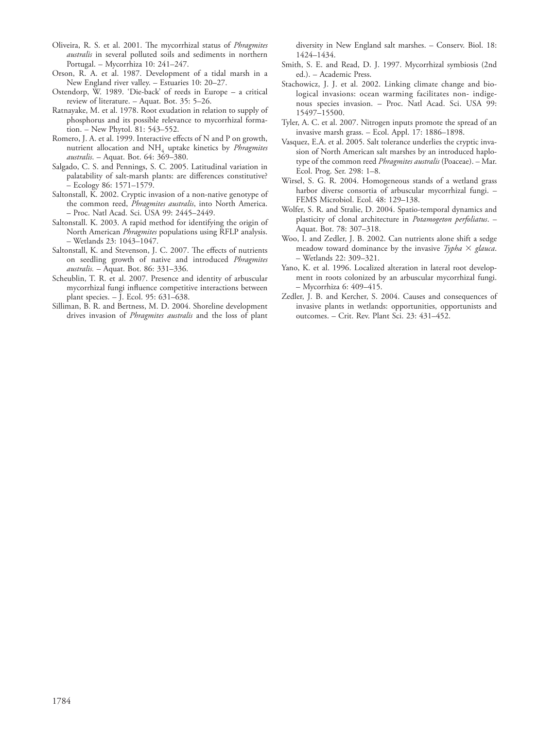Oliveira, R. S. et al. 2001. The mycorrhizal status of *Phragmites australis* in several polluted soils and sediments in northern Portugal. – Mycorrhiza 10: 241–247.

Orson, R. A. et al. 1987. Development of a tidal marsh in a New England river valley. – Estuaries 10: 20–27.

Ostendorp, W. 1989. 'Die-back' of reeds in Europe – a critical review of literature. – Aquat. Bot. 35: 5–26.

Ratnayake, M. et al. 1978. Root exudation in relation to supply of phosphorus and its possible relevance to mycorrhizal formation. – New Phytol. 81: 543–552.

Romero, J. A. et al. 1999. Interactive effects of N and P on growth, nutrient allocation and $NH_4$ uptake kinetics by *Phragmites australis*. – Aquat. Bot. 64: 369–380.

Salgado, C. S. and Pennings, S. C. 2005. Latitudinal variation in palatability of salt-marsh plants: are differences constitutive? – Ecology 86: 1571–1579.

Saltonstall, K. 2002. Cryptic invasion of a non-native genotype of the common reed, *Phragmites australis*, into North America. – Proc. Natl Acad. Sci. USA 99: 2445–2449.

Saltonstall. K. 2003. A rapid method for identifying the origin of North American *Phragmites* populations using RFLP analysis. – Wetlands 23: 1043–1047.

Saltonstall, K. and Stevenson, J. C. 2007. The effects of nutrients on seedling growth of native and introduced *Phragmites australis.* – Aquat. Bot. 86: 331–336.

Scheublin, T. R. et al. 2007. Presence and identity of arbuscular mycorrhizal fungi influence competitive interactions between plant species. – J. Ecol. 95: 631–638.

Silliman, B. R. and Bertness, M. D. 2004. Shoreline development drives invasion of *Phragmites australis* and the loss of plant diversity in New England salt marshes. – Conserv. Biol. 18: 1424–1434.

Smith, S. E. and Read, D. J. 1997. Mycorrhizal symbiosis (2nd ed.). – Academic Press.

Stachowicz, J. J. et al. 2002. Linking climate change and biological invasions: ocean warming facilitates non- indigenous species invasion. – Proc. Natl Acad. Sci. USA 99: 15497–15500.

Tyler, A. C. et al. 2007. Nitrogen inputs promote the spread of an invasive marsh grass. – Ecol. Appl. 17: 1886–1898.

Vasquez, E.A. et al. 2005. Salt tolerance underlies the cryptic invasion of North American salt marshes by an introduced haplotype of the common reed *Phragmites australis* (Poaceae). – Mar. Ecol. Prog. Ser. 298: 1–8.

Wirsel, S. G. R. 2004. Homogeneous stands of a wetland grass harbor diverse consortia of arbuscular mycorrhizal fungi. – FEMS Microbiol. Ecol. 48: 129–138.

Wolfer, S. R. and Straile, D. 2004. Spatio-temporal dynamics and plasticity of clonal architecture in *Potamogeton perfoliatus*. – Aquat. Bot. 78: 307–318.

Woo, I. and Zedler, J. B. 2002. Can nutrients alone shift a sedge meadow toward dominance by the invasive *Typha* × *glauca*. – Wetlands 22: 309–321.

Yano, K. et al. 1996. Localized alteration in lateral root development in roots colonized by an arbuscular mycorrhizal fungi. – Mycorrhiza 6: 409–415.

Zedler, J. B. and Kercher, S. 2004. Causes and consequences of invasive plants in wetlands: opportunities, opportunists and outcomes. – Crit. Rev. Plant Sci. 23: 431–452.